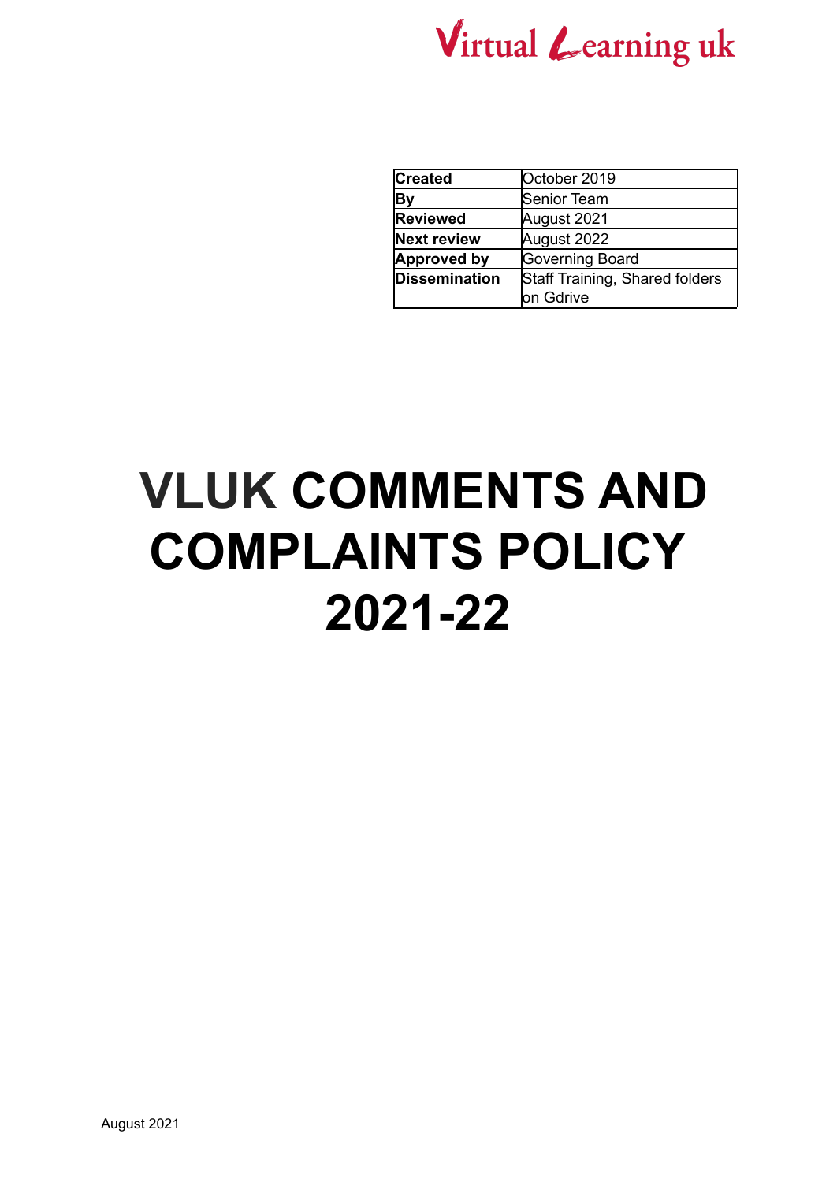Virtual Learning uk

| Created | October 2019 |
|---|---|
| By | Senior Team |
| Reviewed | August 2021 |
| Next review | August 2022 |
| Approved by | Governing Board |
| Dissemination | Staff Training, Shared folders on Gdrive |

# VLUK COMMENTS AND COMPLAINTS POLICY 2021-22

August 2021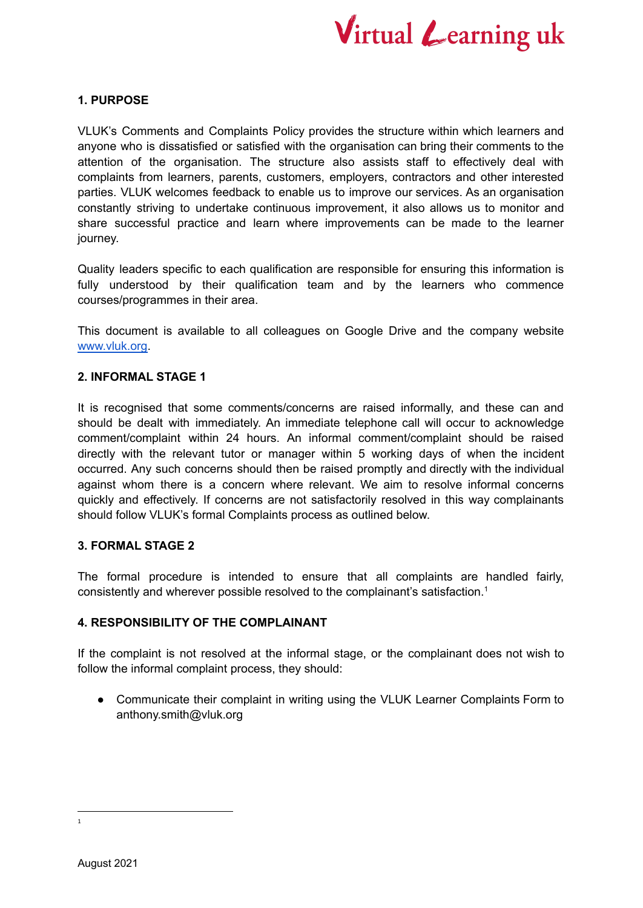## 1. PURPOSE

VLUK's Comments and Complaints Policy provides the structure within which learners and anyone who is dissatisfied or satisfied with the organisation can bring their comments to the attention of the organisation. The structure also assists staff to effectively deal with complaints from learners, parents, customers, employers, contractors and other interested parties. VLUK welcomes feedback to enable us to improve our services. As an organisation constantly striving to undertake continuous improvement, it also allows us to monitor and share successful practice and learn where improvements can be made to the learner journey.

Quality leaders specific to each qualification are responsible for ensuring this information is fully understood by their qualification team and by the learners who commence courses/programmes in their area.

This document is available to all colleagues on Google Drive and the company website [www.vluk.org](http://www.vluk.org).

## 2. INFORMAL STAGE 1

It is recognised that some comments/concerns are raised informally, and these can and should be dealt with immediately. An immediate telephone call will occur to acknowledge comment/complaint within 24 hours. An informal comment/complaint should be raised directly with the relevant tutor or manager within 5 working days of when the incident occurred. Any such concerns should then be raised promptly and directly with the individual against whom there is a concern where relevant. We aim to resolve informal concerns quickly and effectively. If concerns are not satisfactorily resolved in this way complainants should follow VLUK's formal Complaints process as outlined below.

## 3. FORMAL STAGE 2

The formal procedure is intended to ensure that all complaints are handled fairly, consistently and wherever possible resolved to the complainant's satisfaction.[1]

## 4. RESPONSIBILITY OF THE COMPLAINANT

If the complaint is not resolved at the informal stage, or the complainant does not wish to follow the informal complaint process, they should:

- Communicate their complaint in writing using the VLUK Learner Complaints Form to anthony.smith@vluk.org

---

[1]

August 2021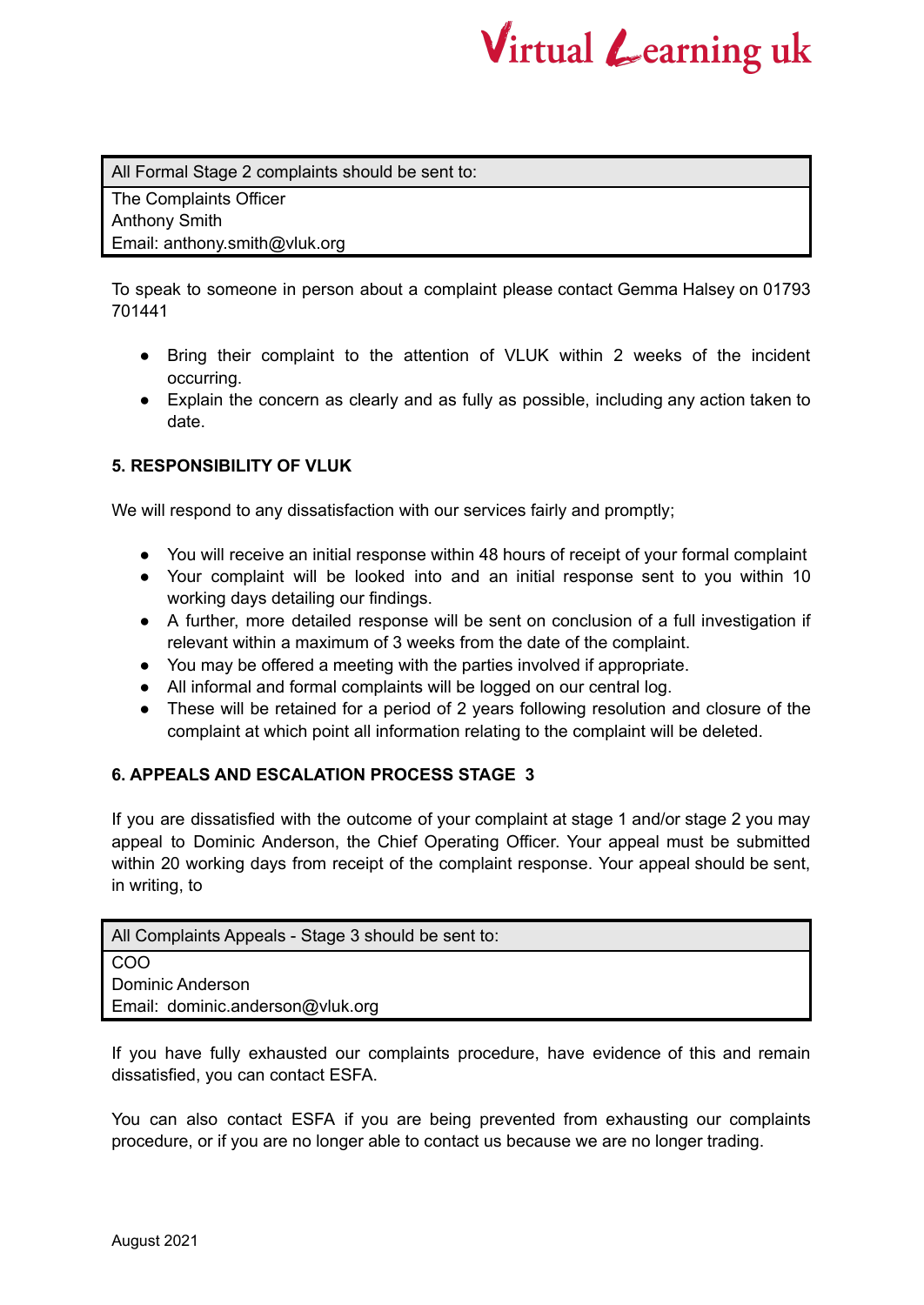| All Formal Stage 2 complaints should be sent to: |
| --- |
| The Complaints Officer<br>Anthony Smith<br>Email: anthony.smith@vluk.org |

To speak to someone in person about a complaint please contact Gemma Halsey on 01793 701441

- Bring their complaint to the attention of VLUK within 2 weeks of the incident occurring.
- Explain the concern as clearly and as fully as possible, including any action taken to date.

### 5. RESPONSIBILITY OF VLUK

We will respond to any dissatisfaction with our services fairly and promptly;

- You will receive an initial response within 48 hours of receipt of your formal complaint
- Your complaint will be looked into and an initial response sent to you within 10 working days detailing our findings.
- A further, more detailed response will be sent on conclusion of a full investigation if relevant within a maximum of 3 weeks from the date of the complaint.
- You may be offered a meeting with the parties involved if appropriate.
- All informal and formal complaints will be logged on our central log.
- These will be retained for a period of 2 years following resolution and closure of the complaint at which point all information relating to the complaint will be deleted.

### 6. APPEALS AND ESCALATION PROCESS STAGE 3

If you are dissatisfied with the outcome of your complaint at stage 1 and/or stage 2 you may appeal to Dominic Anderson, the Chief Operating Officer. Your appeal must be submitted within 20 working days from receipt of the complaint response. Your appeal should be sent, in writing, to

| All Complaints Appeals - Stage 3 should be sent to: |
| --- |
| COO<br>Dominic Anderson<br>Email: dominic.anderson@vluk.org |

If you have fully exhausted our complaints procedure, have evidence of this and remain dissatisfied, you can contact ESFA.

You can also contact ESFA if you are being prevented from exhausting our complaints procedure, or if you are no longer able to contact us because we are no longer trading.

August 2021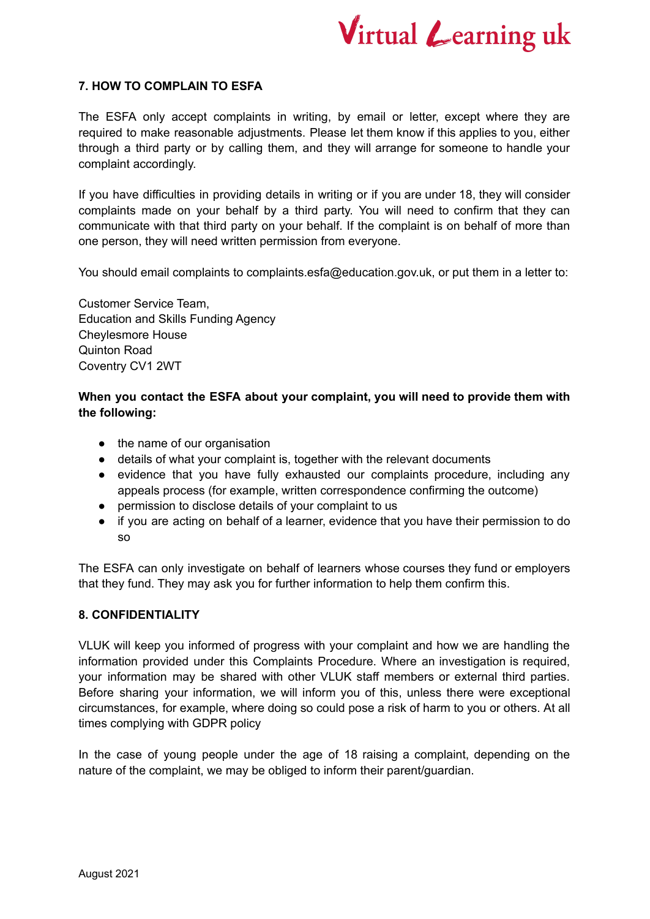## 7. HOW TO COMPLAIN TO ESFA

The ESFA only accept complaints in writing, by email or letter, except where they are required to make reasonable adjustments. Please let them know if this applies to you, either through a third party or by calling them, and they will arrange for someone to handle your complaint accordingly.

If you have difficulties in providing details in writing or if you are under 18, they will consider complaints made on your behalf by a third party. You will need to confirm that they can communicate with that third party on your behalf. If the complaint is on behalf of more than one person, they will need written permission from everyone.

You should email complaints to complaints.esfa@education.gov.uk, or put them in a letter to:

Customer Service Team,
Education and Skills Funding Agency
Cheylesmore House
Quinton Road
Coventry CV1 2WT

**When you contact the ESFA about your complaint, you will need to provide them with the following:**

- the name of our organisation
- details of what your complaint is, together with the relevant documents
- evidence that you have fully exhausted our complaints procedure, including any appeals process (for example, written correspondence confirming the outcome)
- permission to disclose details of your complaint to us
- if you are acting on behalf of a learner, evidence that you have their permission to do so

The ESFA can only investigate on behalf of learners whose courses they fund or employers that they fund. They may ask you for further information to help them confirm this.

## 8. CONFIDENTIALITY

VLUK will keep you informed of progress with your complaint and how we are handling the information provided under this Complaints Procedure. Where an investigation is required, your information may be shared with other VLUK staff members or external third parties. Before sharing your information, we will inform you of this, unless there were exceptional circumstances, for example, where doing so could pose a risk of harm to you or others. At all times complying with GDPR policy

In the case of young people under the age of 18 raising a complaint, depending on the nature of the complaint, we may be obliged to inform their parent/guardian.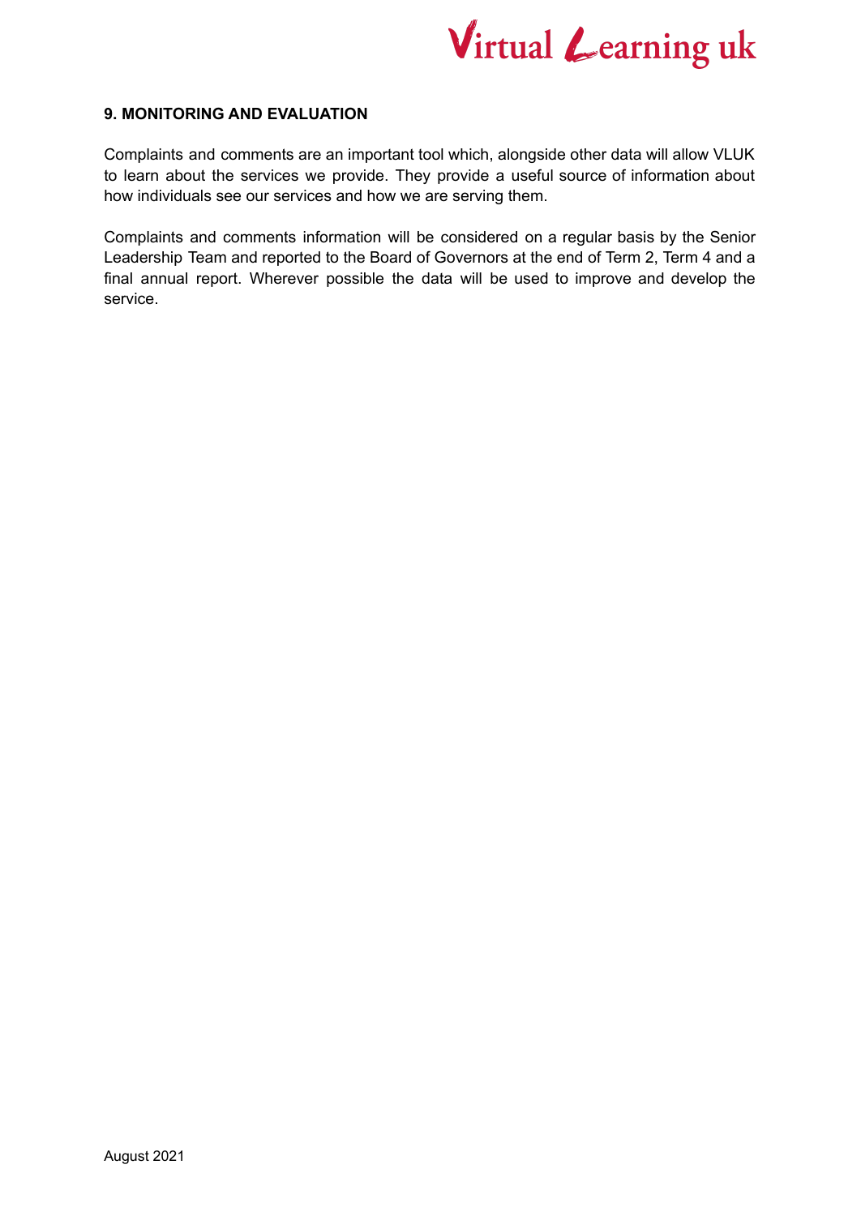## 9. MONITORING AND EVALUATION

Complaints and comments are an important tool which, alongside other data will allow VLUK to learn about the services we provide. They provide a useful source of information about how individuals see our services and how we are serving them.

Complaints and comments information will be considered on a regular basis by the Senior Leadership Team and reported to the Board of Governors at the end of Term 2, Term 4 and a final annual report. Wherever possible the data will be used to improve and develop the service.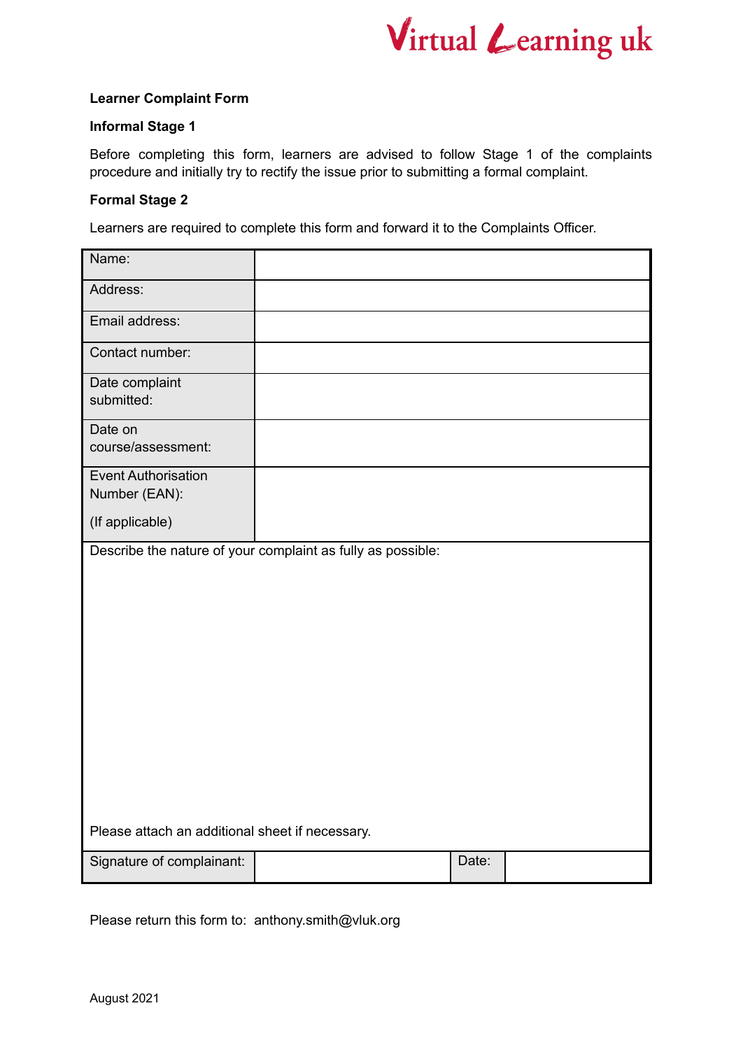Virtual Learning uk

**Learner Complaint Form**

**Informal Stage 1**

Before completing this form, learners are advised to follow Stage 1 of the complaints procedure and initially try to rectify the issue prior to submitting a formal complaint.

**Formal Stage 2**

Learners are required to complete this form and forward it to the Complaints Officer.

| | | | |
|---|---|---|---|
| Name: | | | |
| Address: | | | |
| Email address: | | | |
| Contact number: | | | |
| Date complaint submitted: | | | |
| Date on course/assessment: | | | |
| Event Authorisation Number (EAN):<br><br>(If applicable) | | | |
| Describe the nature of your complaint as fully as possible:<br><br>Please attach an additional sheet if necessary. | | | |
| Signature of complainant: | | Date: | |

Please return this form to: anthony.smith@vluk.org

August 2021